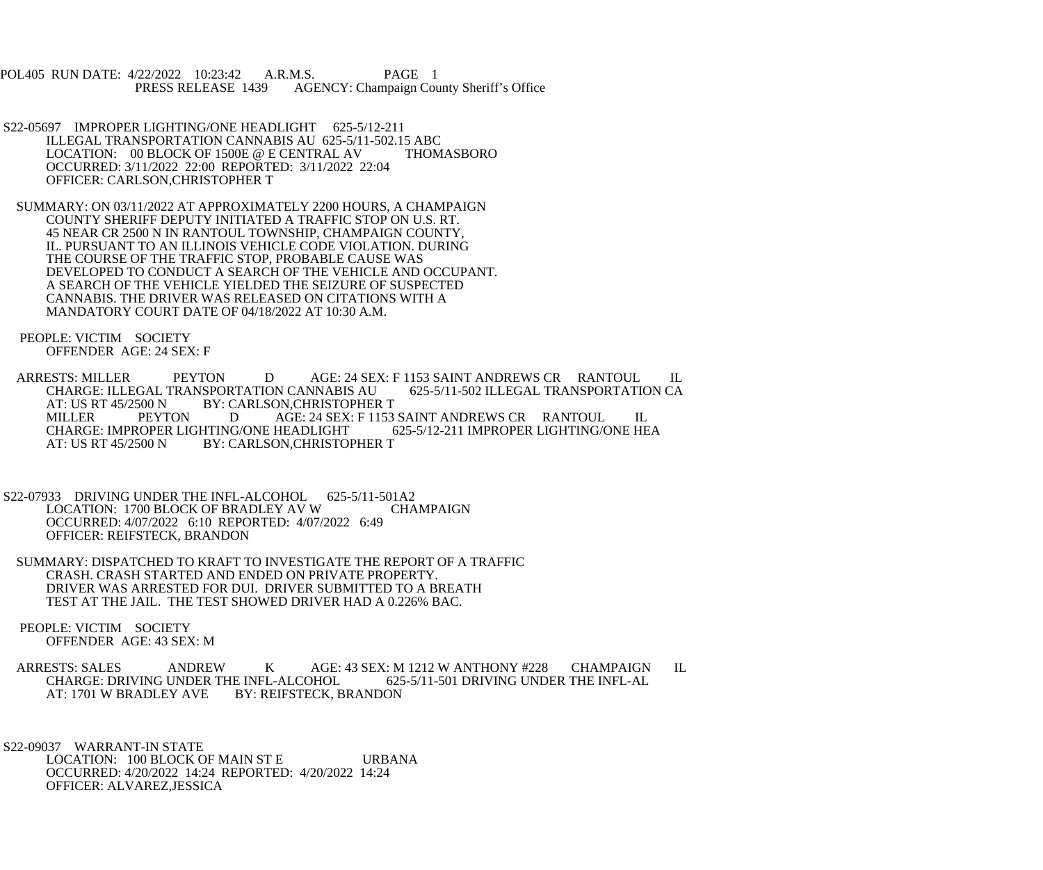POL405 RUN DATE: 4/22/2022 10:23:42 A.R.M.S. PAGE 1
PRESS RELEASE 1439 AGENCY: Champaign County Sheriff's Office

S22-05697 IMPROPER LIGHTING/ONE HEADLIGHT 625-5/12-211
ILLEGAL TRANSPORTATION CANNABIS AU 625-5/11-502.15 ABC
LOCATION: 00 BLOCK OF 1500E @ E CENTRAL AV THOMASBORO
OCCURRED: 3/11/2022 22:00 REPORTED: 3/11/2022 22:04
OFFICER: CARLSON,CHRISTOPHER T

SUMMARY: ON 03/11/2022 AT APPROXIMATELY 2200 HOURS, A CHAMPAIGN COUNTY SHERIFF DEPUTY INITIATED A TRAFFIC STOP ON U.S. RT. 45 NEAR CR 2500 N IN RANTOUL TOWNSHIP, CHAMPAIGN COUNTY, IL. PURSUANT TO AN ILLINOIS VEHICLE CODE VIOLATION. DURING THE COURSE OF THE TRAFFIC STOP, PROBABLE CAUSE WAS DEVELOPED TO CONDUCT A SEARCH OF THE VEHICLE AND OCCUPANT. A SEARCH OF THE VEHICLE YIELDED THE SEIZURE OF SUSPECTED CANNABIS. THE DRIVER WAS RELEASED ON CITATIONS WITH A MANDATORY COURT DATE OF 04/18/2022 AT 10:30 A.M.

PEOPLE: VICTIM SOCIETY
OFFENDER AGE: 24 SEX: F

ARRESTS: MILLER PEYTON D AGE: 24 SEX: F 1153 SAINT ANDREWS CR RANTOUL IL
CHARGE: ILLEGAL TRANSPORTATION CANNABIS AU 625-5/11-502 ILLEGAL TRANSPORTATION CA
AT: US RT 45/2500 N BY: CARLSON,CHRISTOPHER T
MILLER PEYTON D AGE: 24 SEX: F 1153 SAINT ANDREWS CR RANTOUL IL
CHARGE: IMPROPER LIGHTING/ONE HEADLIGHT 625-5/12-211 IMPROPER LIGHTING/ONE HEA
AT: US RT 45/2500 N BY: CARLSON,CHRISTOPHER T

S22-07933 DRIVING UNDER THE INFL-ALCOHOL 625-5/11-501A2
LOCATION: 1700 BLOCK OF BRADLEY AV W CHAMPAIGN
OCCURRED: 4/07/2022 6:10 REPORTED: 4/07/2022 6:49
OFFICER: REIFSTECK, BRANDON

SUMMARY: DISPATCHED TO KRAFT TO INVESTIGATE THE REPORT OF A TRAFFIC CRASH. CRASH STARTED AND ENDED ON PRIVATE PROPERTY. DRIVER WAS ARRESTED FOR DUI. DRIVER SUBMITTED TO A BREATH TEST AT THE JAIL. THE TEST SHOWED DRIVER HAD A 0.226% BAC.

PEOPLE: VICTIM SOCIETY
OFFENDER AGE: 43 SEX: M

ARRESTS: SALES ANDREW K AGE: 43 SEX: M 1212 W ANTHONY #228 CHAMPAIGN IL
CHARGE: DRIVING UNDER THE INFL-ALCOHOL 625-5/11-501 DRIVING UNDER THE INFL-AL
AT: 1701 W BRADLEY AVE BY: REIFSTECK, BRANDON

S22-09037 WARRANT-IN STATE
LOCATION: 100 BLOCK OF MAIN ST E URBANA
OCCURRED: 4/20/2022 14:24 REPORTED: 4/20/2022 14:24
OFFICER: ALVAREZ,JESSICA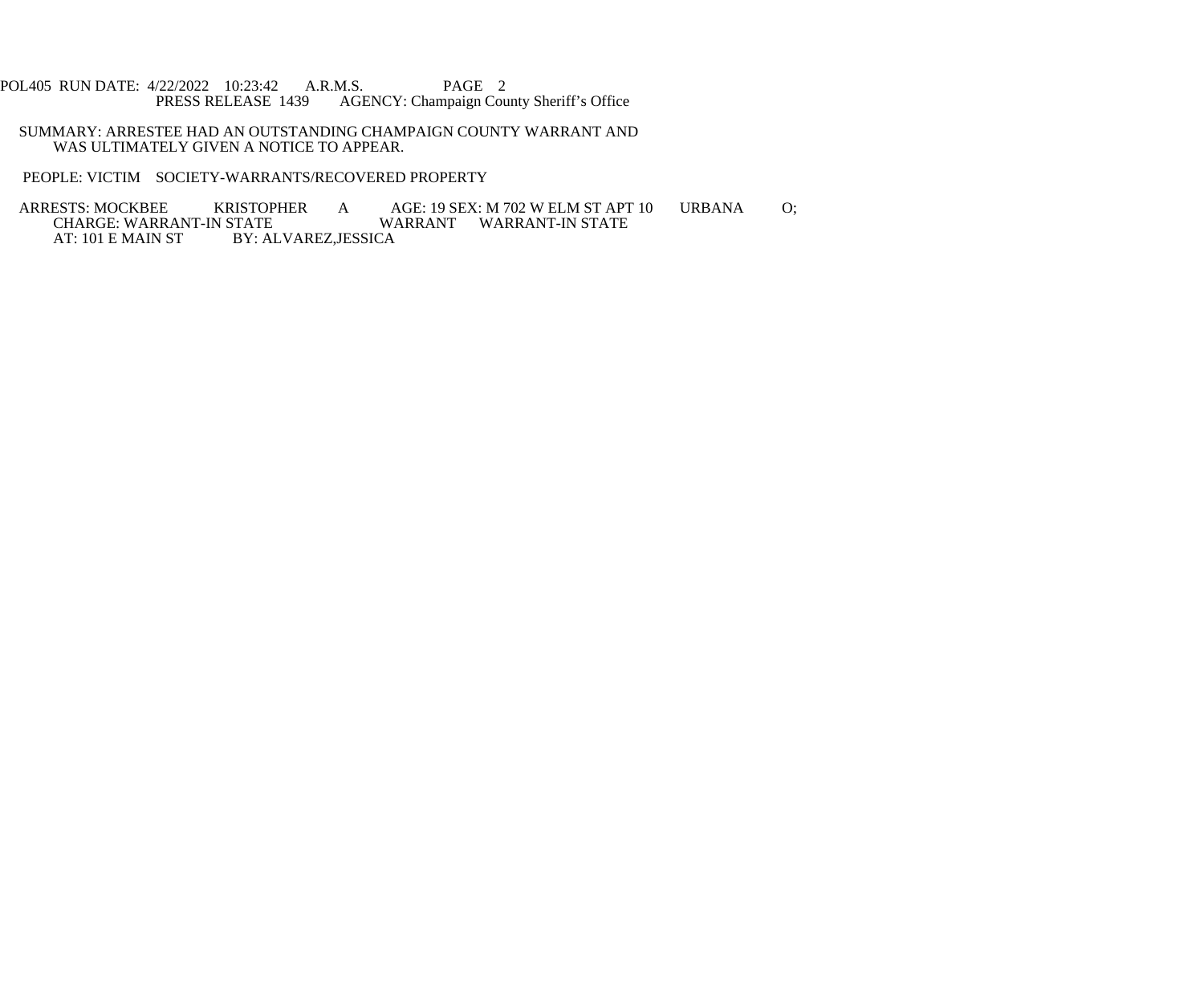SUMMARY: ARRESTEE HAD AN OUTSTANDING CHAMPAIGN COUNTY WARRANT AND WAS ULTIMATELY GIVEN A NOTICE TO APPEAR.

PEOPLE: VICTIM SOCIETY-WARRANTS/RECOVERED PROPERTY

ARRESTS: MOCKBEE KRISTOPHER A AGE: 19 SEX: M 702 W ELM ST APT 10 URBANA O;
CHARGE: WARRANT-IN STATE WARRANT WARRANT-IN STATE
AT: 101 E MAIN ST BY: ALVAREZ,JESSICA